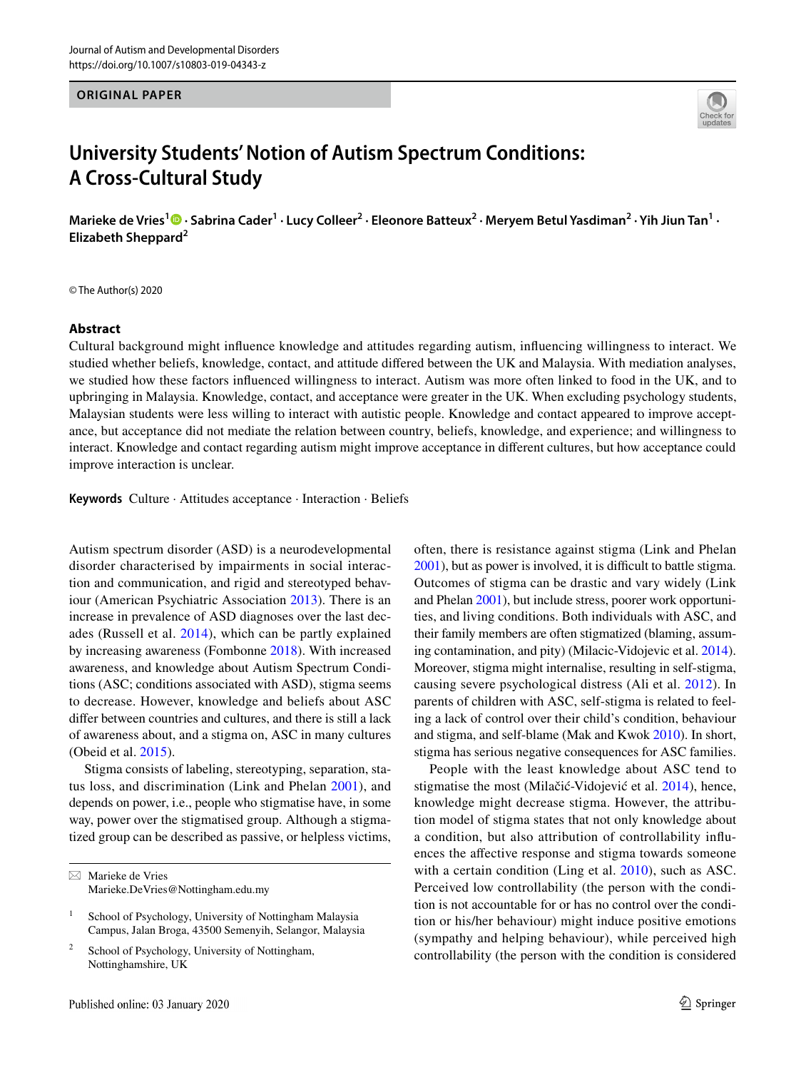ORIGINAL PAPER

# University Students' Notion of Autism Spectrum Conditions: A Cross-Cultural Study

**Marieke de Vries[1] · Sabrina Cader[1] · Lucy Colleer[2] · Eleonore Batteux[2] · Meryem Betul Yasdiman[2] · Yih Jiun Tan[1] · Elizabeth Sheppard[2]**

© The Author(s) 2020

## Abstract

Cultural background might influence knowledge and attitudes regarding autism, influencing willingness to interact. We studied whether beliefs, knowledge, contact, and attitude differed between the UK and Malaysia. With mediation analyses, we studied how these factors influenced willingness to interact. Autism was more often linked to food in the UK, and to upbringing in Malaysia. Knowledge, contact, and acceptance were greater in the UK. When excluding psychology students, Malaysian students were less willing to interact with autistic people. Knowledge and contact appeared to improve acceptance, but acceptance did not mediate the relation between country, beliefs, knowledge, and experience; and willingness to interact. Knowledge and contact regarding autism might improve acceptance in different cultures, but how acceptance could improve interaction is unclear.

**Keywords** Culture · Attitudes acceptance · Interaction · Beliefs

Autism spectrum disorder (ASD) is a neurodevelopmental disorder characterised by impairments in social interaction and communication, and rigid and stereotyped behaviour (American Psychiatric Association 2013). There is an increase in prevalence of ASD diagnoses over the last decades (Russell et al. 2014), which can be partly explained by increasing awareness (Fombonne 2018). With increased awareness, and knowledge about Autism Spectrum Conditions (ASC; conditions associated with ASD), stigma seems to decrease. However, knowledge and beliefs about ASC differ between countries and cultures, and there is still a lack of awareness about, and a stigma on, ASC in many cultures (Obeid et al. 2015).

Stigma consists of labeling, stereotyping, separation, status loss, and discrimination (Link and Phelan 2001), and depends on power, i.e., people who stigmatise have, in some way, power over the stigmatised group. Although a stigmatized group can be described as passive, or helpless victims, often, there is resistance against stigma (Link and Phelan 2001), but as power is involved, it is difficult to battle stigma. Outcomes of stigma can be drastic and vary widely (Link and Phelan 2001), but include stress, poorer work opportunities, and living conditions. Both individuals with ASC, and their family members are often stigmatized (blaming, assuming contamination, and pity) (Milacic-Vidojevic et al. 2014). Moreover, stigma might internalise, resulting in self-stigma, causing severe psychological distress (Ali et al. 2012). In parents of children with ASC, self-stigma is related to feeling a lack of control over their child's condition, behaviour and stigma, and self-blame (Mak and Kwok 2010). In short, stigma has serious negative consequences for ASC families.

People with the least knowledge about ASC tend to stigmatise the most (Milačić-Vidojević et al. 2014), hence, knowledge might decrease stigma. However, the attribution model of stigma states that not only knowledge about a condition, but also attribution of controllability influences the affective response and stigma towards someone with a certain condition (Ling et al. 2010), such as ASC. Perceived low controllability (the person with the condition is not accountable for or has no control over the condition or his/her behaviour) might induce positive emotions (sympathy and helping behaviour), while perceived high controllability (the person with the condition is considered

---

✉ Marieke de Vries
Marieke.DeVries@Nottingham.edu.my

[1] School of Psychology, University of Nottingham Malaysia Campus, Jalan Broga, 43500 Semenyih, Selangor, Malaysia

[2] School of Psychology, University of Nottingham, Nottinghamshire, UK

Published online: 03 January 2020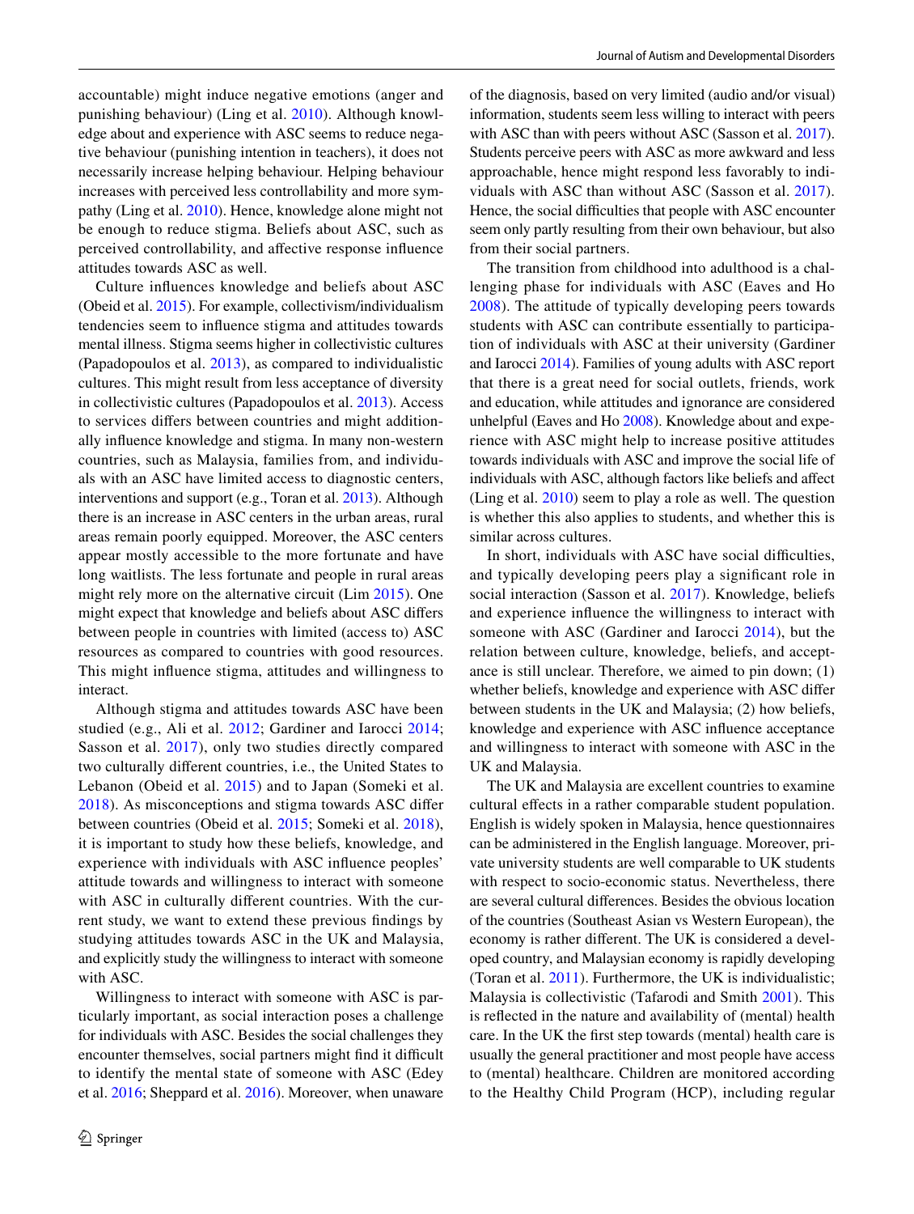accountable) might induce negative emotions (anger and punishing behaviour) (Ling et al. 2010). Although knowledge about and experience with ASC seems to reduce negative behaviour (punishing intention in teachers), it does not necessarily increase helping behaviour. Helping behaviour increases with perceived less controllability and more sympathy (Ling et al. 2010). Hence, knowledge alone might not be enough to reduce stigma. Beliefs about ASC, such as perceived controllability, and affective response influence attitudes towards ASC as well.

Culture influences knowledge and beliefs about ASC (Obeid et al. 2015). For example, collectivism/individualism tendencies seem to influence stigma and attitudes towards mental illness. Stigma seems higher in collectivistic cultures (Papadopoulos et al. 2013), as compared to individualistic cultures. This might result from less acceptance of diversity in collectivistic cultures (Papadopoulos et al. 2013). Access to services differs between countries and might additionally influence knowledge and stigma. In many non-western countries, such as Malaysia, families from, and individuals with an ASC have limited access to diagnostic centers, interventions and support (e.g., Toran et al. 2013). Although there is an increase in ASC centers in the urban areas, rural areas remain poorly equipped. Moreover, the ASC centers appear mostly accessible to the more fortunate and have long waitlists. The less fortunate and people in rural areas might rely more on the alternative circuit (Lim 2015). One might expect that knowledge and beliefs about ASC differs between people in countries with limited (access to) ASC resources as compared to countries with good resources. This might influence stigma, attitudes and willingness to interact.

Although stigma and attitudes towards ASC have been studied (e.g., Ali et al. 2012; Gardiner and Iarocci 2014; Sasson et al. 2017), only two studies directly compared two culturally different countries, i.e., the United States to Lebanon (Obeid et al. 2015) and to Japan (Someki et al. 2018). As misconceptions and stigma towards ASC differ between countries (Obeid et al. 2015; Someki et al. 2018), it is important to study how these beliefs, knowledge, and experience with individuals with ASC influence peoples' attitude towards and willingness to interact with someone with ASC in culturally different countries. With the current study, we want to extend these previous findings by studying attitudes towards ASC in the UK and Malaysia, and explicitly study the willingness to interact with someone with ASC.

Willingness to interact with someone with ASC is particularly important, as social interaction poses a challenge for individuals with ASC. Besides the social challenges they encounter themselves, social partners might find it difficult to identify the mental state of someone with ASC (Edey et al. 2016; Sheppard et al. 2016). Moreover, when unaware of the diagnosis, based on very limited (audio and/or visual) information, students seem less willing to interact with peers with ASC than with peers without ASC (Sasson et al. 2017). Students perceive peers with ASC as more awkward and less approachable, hence might respond less favorably to individuals with ASC than without ASC (Sasson et al. 2017). Hence, the social difficulties that people with ASC encounter seem only partly resulting from their own behaviour, but also from their social partners.

The transition from childhood into adulthood is a challenging phase for individuals with ASC (Eaves and Ho 2008). The attitude of typically developing peers towards students with ASC can contribute essentially to participation of individuals with ASC at their university (Gardiner and Iarocci 2014). Families of young adults with ASC report that there is a great need for social outlets, friends, work and education, while attitudes and ignorance are considered unhelpful (Eaves and Ho 2008). Knowledge about and experience with ASC might help to increase positive attitudes towards individuals with ASC and improve the social life of individuals with ASC, although factors like beliefs and affect (Ling et al. 2010) seem to play a role as well. The question is whether this also applies to students, and whether this is similar across cultures.

In short, individuals with ASC have social difficulties, and typically developing peers play a significant role in social interaction (Sasson et al. 2017). Knowledge, beliefs and experience influence the willingness to interact with someone with ASC (Gardiner and Iarocci 2014), but the relation between culture, knowledge, beliefs, and acceptance is still unclear. Therefore, we aimed to pin down; (1) whether beliefs, knowledge and experience with ASC differ between students in the UK and Malaysia; (2) how beliefs, knowledge and experience with ASC influence acceptance and willingness to interact with someone with ASC in the UK and Malaysia.

The UK and Malaysia are excellent countries to examine cultural effects in a rather comparable student population. English is widely spoken in Malaysia, hence questionnaires can be administered in the English language. Moreover, private university students are well comparable to UK students with respect to socio-economic status. Nevertheless, there are several cultural differences. Besides the obvious location of the countries (Southeast Asian vs Western European), the economy is rather different. The UK is considered a developed country, and Malaysian economy is rapidly developing (Toran et al. 2011). Furthermore, the UK is individualistic; Malaysia is collectivistic (Tafarodi and Smith 2001). This is reflected in the nature and availability of (mental) health care. In the UK the first step towards (mental) health care is usually the general practitioner and most people have access to (mental) healthcare. Children are monitored according to the Healthy Child Program (HCP), including regular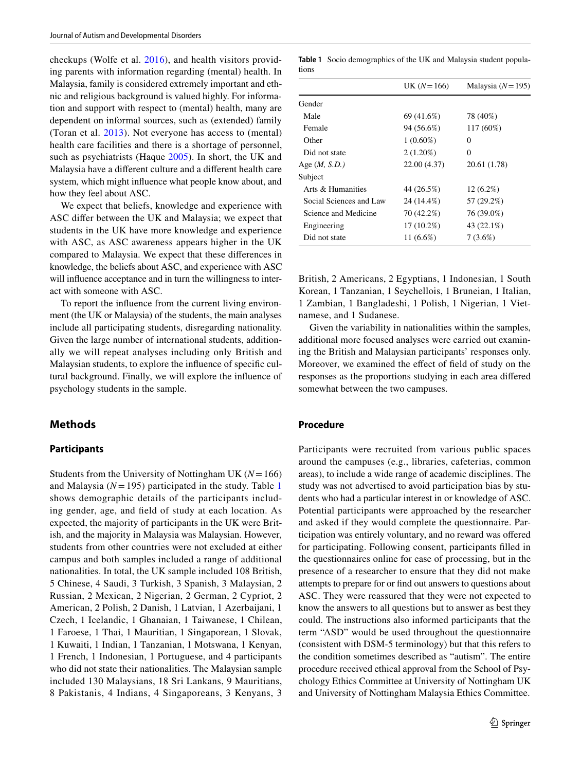checkups (Wolfe et al. 2016), and health visitors providing parents with information regarding (mental) health. In Malaysia, family is considered extremely important and ethnic and religious background is valued highly. For information and support with respect to (mental) health, many are dependent on informal sources, such as (extended) family (Toran et al. 2013). Not everyone has access to (mental) health care facilities and there is a shortage of personnel, such as psychiatrists (Haque 2005). In short, the UK and Malaysia have a different culture and a different health care system, which might influence what people know about, and how they feel about ASC.

We expect that beliefs, knowledge and experience with ASC differ between the UK and Malaysia; we expect that students in the UK have more knowledge and experience with ASC, as ASC awareness appears higher in the UK compared to Malaysia. We expect that these differences in knowledge, the beliefs about ASC, and experience with ASC will influence acceptance and in turn the willingness to interact with someone with ASC.

To report the influence from the current living environment (the UK or Malaysia) of the students, the main analyses include all participating students, disregarding nationality. Given the large number of international students, additionally we will repeat analyses including only British and Malaysian students, to explore the influence of specific cultural background. Finally, we will explore the influence of psychology students in the sample.

## Methods

### Participants

Students from the University of Nottingham UK ($N = 166$) and Malaysia ($N = 195$) participated in the study. Table 1 shows demographic details of the participants including gender, age, and field of study at each location. As expected, the majority of participants in the UK were British, and the majority in Malaysia was Malaysian. However, students from other countries were not excluded at either campus and both samples included a range of additional nationalities. In total, the UK sample included 108 British, 5 Chinese, 4 Saudi, 3 Turkish, 3 Spanish, 3 Malaysian, 2 Russian, 2 Mexican, 2 Nigerian, 2 German, 2 Cypriot, 2 American, 2 Polish, 2 Danish, 1 Latvian, 1 Azerbaijani, 1 Czech, 1 Icelandic, 1 Ghanaian, 1 Taiwanese, 1 Chilean, 1 Faroese, 1 Thai, 1 Mauritian, 1 Singaporean, 1 Slovak, 1 Kuwaiti, 1 Indian, 1 Tanzanian, 1 Motswana, 1 Kenyan, 1 French, 1 Indonesian, 1 Portuguese, and 4 participants who did not state their nationalities. The Malaysian sample included 130 Malaysians, 18 Sri Lankans, 9 Mauritians, 8 Pakistanis, 4 Indians, 4 Singaporeans, 3 Kenyans, 3 British, 2 Americans, 2 Egyptians, 1 Indonesian, 1 South Korean, 1 Tanzanian, 1 Seychellois, 1 Bruneian, 1 Italian, 1 Zambian, 1 Bangladeshi, 1 Polish, 1 Nigerian, 1 Vietnamese, and 1 Sudanese.

**Table 1** Socio demographics of the UK and Malaysia student populations

| | UK ($N = 166$) | Malaysia ($N = 195$) |
|---|---|---|
| Gender | | |
| Male | 69 (41.6%) | 78 (40%) |
| Female | 94 (56.6%) | 117 (60%) |
| Other | 1 (0.60%) | 0 |
| Did not state | 2 (1.20%) | 0 |
| Age (*M, S.D.*) | 22.00 (4.37) | 20.61 (1.78) |
| Subject | | |
| Arts & Humanities | 44 (26.5%) | 12 (6.2%) |
| Social Sciences and Law | 24 (14.4%) | 57 (29.2%) |
| Science and Medicine | 70 (42.2%) | 76 (39.0%) |
| Engineering | 17 (10.2%) | 43 (22.1%) |
| Did not state | 11 (6.6%) | 7 (3.6%) |

Given the variability in nationalities within the samples, additional more focused analyses were carried out examining the British and Malaysian participants' responses only. Moreover, we examined the effect of field of study on the responses as the proportions studying in each area differed somewhat between the two campuses.

### Procedure

Participants were recruited from various public spaces around the campuses (e.g., libraries, cafeterias, common areas), to include a wide range of academic disciplines. The study was not advertised to avoid participation bias by students who had a particular interest in or knowledge of ASC. Potential participants were approached by the researcher and asked if they would complete the questionnaire. Participation was entirely voluntary, and no reward was offered for participating. Following consent, participants filled in the questionnaires online for ease of processing, but in the presence of a researcher to ensure that they did not make attempts to prepare for or find out answers to questions about ASC. They were reassured that they were not expected to know the answers to all questions but to answer as best they could. The instructions also informed participants that the term "ASD" would be used throughout the questionnaire (consistent with DSM-5 terminology) but that this refers to the condition sometimes described as "autism". The entire procedure received ethical approval from the School of Psychology Ethics Committee at University of Nottingham UK and University of Nottingham Malaysia Ethics Committee.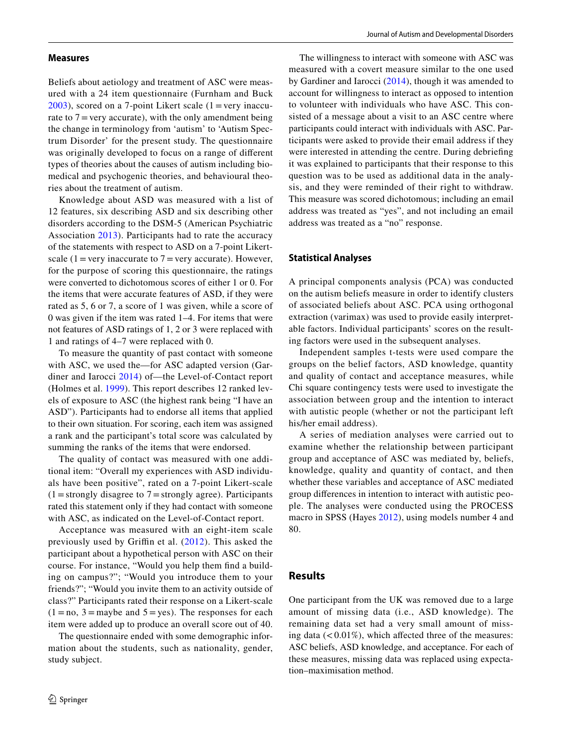### Measures

Beliefs about aetiology and treatment of ASC were measured with a 24 item questionnaire (Furnham and Buck 2003), scored on a 7-point Likert scale (1 = very inaccurate to 7 = very accurate), with the only amendment being the change in terminology from 'autism' to 'Autism Spectrum Disorder' for the present study. The questionnaire was originally developed to focus on a range of different types of theories about the causes of autism including biomedical and psychogenic theories, and behavioural theories about the treatment of autism.

Knowledge about ASD was measured with a list of 12 features, six describing ASD and six describing other disorders according to the DSM-5 (American Psychiatric Association 2013). Participants had to rate the accuracy of the statements with respect to ASD on a 7-point Likert-scale (1 = very inaccurate to 7 = very accurate). However, for the purpose of scoring this questionnaire, the ratings were converted to dichotomous scores of either 1 or 0. For the items that were accurate features of ASD, if they were rated as 5, 6 or 7, a score of 1 was given, while a score of 0 was given if the item was rated 1–4. For items that were not features of ASD ratings of 1, 2 or 3 were replaced with 1 and ratings of 4–7 were replaced with 0.

To measure the quantity of past contact with someone with ASC, we used the—for ASC adapted version (Gardiner and Iarocci 2014) of—the Level-of-Contact report (Holmes et al. 1999). This report describes 12 ranked levels of exposure to ASC (the highest rank being "I have an ASD"). Participants had to endorse all items that applied to their own situation. For scoring, each item was assigned a rank and the participant's total score was calculated by summing the ranks of the items that were endorsed.

The quality of contact was measured with one additional item: "Overall my experiences with ASD individuals have been positive", rated on a 7-point Likert-scale (1 = strongly disagree to 7 = strongly agree). Participants rated this statement only if they had contact with someone with ASC, as indicated on the Level-of-Contact report.

Acceptance was measured with an eight-item scale previously used by Griffin et al. (2012). This asked the participant about a hypothetical person with ASC on their course. For instance, "Would you help them find a building on campus?"; "Would you introduce them to your friends?"; "Would you invite them to an activity outside of class?" Participants rated their response on a Likert-scale (1 = no, 3 = maybe and 5 = yes). The responses for each item were added up to produce an overall score out of 40.

The questionnaire ended with some demographic information about the students, such as nationality, gender, study subject.

The willingness to interact with someone with ASC was measured with a covert measure similar to the one used by Gardiner and Iarocci (2014), though it was amended to account for willingness to interact as opposed to intention to volunteer with individuals who have ASC. This consisted of a message about a visit to an ASC centre where participants could interact with individuals with ASC. Participants were asked to provide their email address if they were interested in attending the centre. During debriefing it was explained to participants that their response to this question was to be used as additional data in the analysis, and they were reminded of their right to withdraw. This measure was scored dichotomous; including an email address was treated as "yes", and not including an email address was treated as a "no" response.

### Statistical Analyses

A principal components analysis (PCA) was conducted on the autism beliefs measure in order to identify clusters of associated beliefs about ASC. PCA using orthogonal extraction (varimax) was used to provide easily interpretable factors. Individual participants' scores on the resulting factors were used in the subsequent analyses.

Independent samples t-tests were used compare the groups on the belief factors, ASD knowledge, quantity and quality of contact and acceptance measures, while Chi square contingency tests were used to investigate the association between group and the intention to interact with autistic people (whether or not the participant left his/her email address).

A series of mediation analyses were carried out to examine whether the relationship between participant group and acceptance of ASC was mediated by, beliefs, knowledge, quality and quantity of contact, and then whether these variables and acceptance of ASC mediated group differences in intention to interact with autistic people. The analyses were conducted using the PROCESS macro in SPSS (Hayes 2012), using models number 4 and 80.

## Results

One participant from the UK was removed due to a large amount of missing data (i.e., ASD knowledge). The remaining data set had a very small amount of missing data ($< 0.01\%$), which affected three of the measures: ASC beliefs, ASD knowledge, and acceptance. For each of these measures, missing data was replaced using expectation–maximisation method.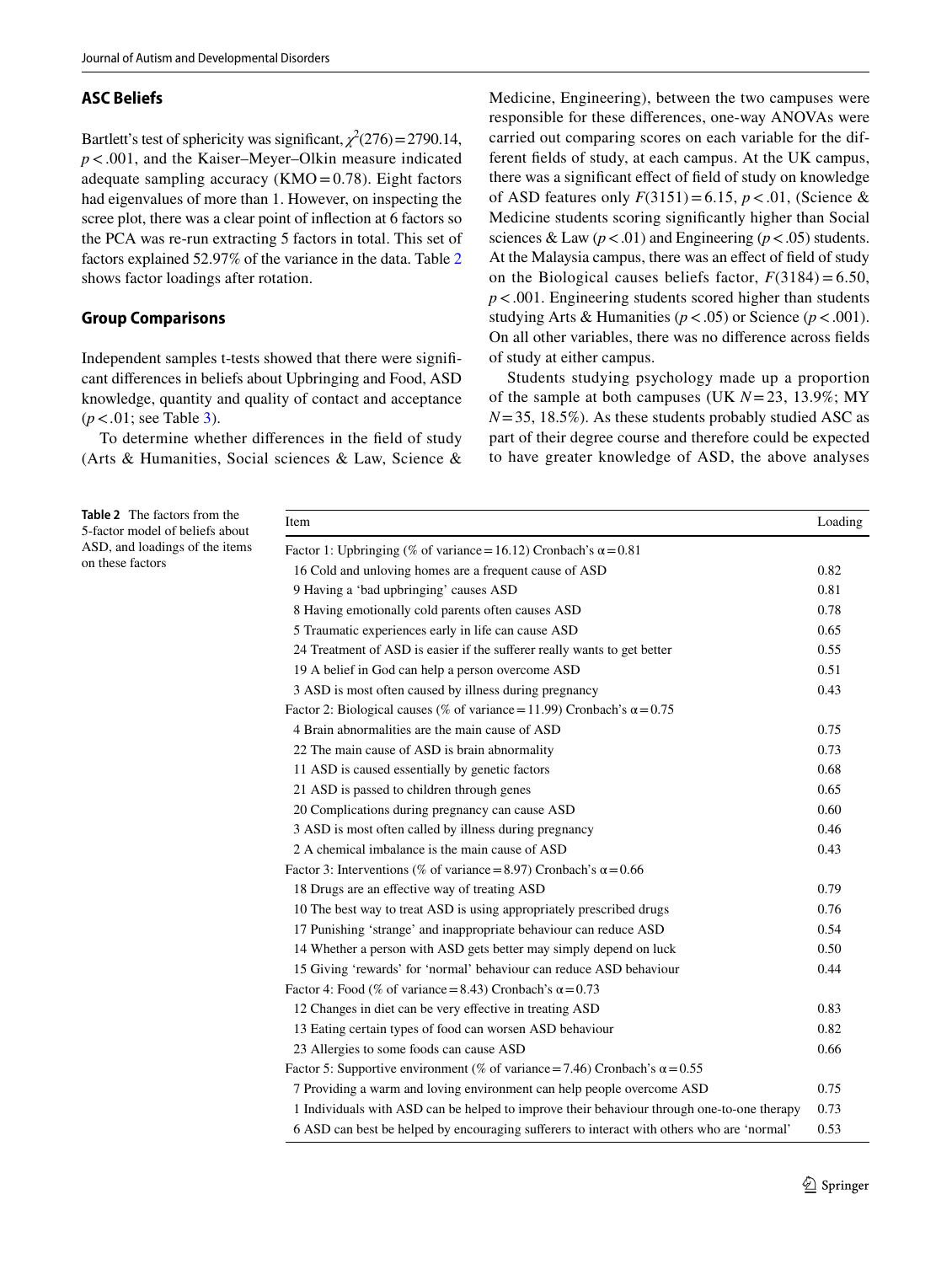## ASC Beliefs

Bartlett's test of sphericity was significant, $\chi^2(276) = 2790.14$, $p < .001$, and the Kaiser–Meyer–Olkin measure indicated adequate sampling accuracy (KMO = 0.78). Eight factors had eigenvalues of more than 1. However, on inspecting the scree plot, there was a clear point of inflection at 6 factors so the PCA was re-run extracting 5 factors in total. This set of factors explained 52.97% of the variance in the data. Table 2 shows factor loadings after rotation.

## Group Comparisons

Independent samples t-tests showed that there were significant differences in beliefs about Upbringing and Food, ASD knowledge, quantity and quality of contact and acceptance ($p < .01$; see Table 3).

To determine whether differences in the field of study (Arts & Humanities, Social sciences & Law, Science & Medicine, Engineering), between the two campuses were responsible for these differences, one-way ANOVAs were carried out comparing scores on each variable for the different fields of study, at each campus. At the UK campus, there was a significant effect of field of study on knowledge of ASD features only $F(3151) = 6.15$, $p < .01$, (Science & Medicine students scoring significantly higher than Social sciences & Law ($p < .01$) and Engineering ($p < .05$) students. At the Malaysia campus, there was an effect of field of study on the Biological causes beliefs factor, $F(3184) = 6.50$, $p < .001$. Engineering students scored higher than students studying Arts & Humanities ($p < .05$) or Science ($p < .001$). On all other variables, there was no difference across fields of study at either campus.

Students studying psychology made up a proportion of the sample at both campuses (UK $N = 23$, 13.9%; MY $N = 35$, 18.5%). As these students probably studied ASC as part of their degree course and therefore could be expected to have greater knowledge of ASD, the above analyses

**Table 2** The factors from the 5-factor model of beliefs about ASD, and loadings of the items on these factors

| Item | Loading |
|---|---|
| Factor 1: Upbringing (% of variance = 16.12) Cronbach's α = 0.81 | |
| 16 Cold and unloving homes are a frequent cause of ASD | 0.82 |
| 9 Having a 'bad upbringing' causes ASD | 0.81 |
| 8 Having emotionally cold parents often causes ASD | 0.78 |
| 5 Traumatic experiences early in life can cause ASD | 0.65 |
| 24 Treatment of ASD is easier if the sufferer really wants to get better | 0.55 |
| 19 A belief in God can help a person overcome ASD | 0.51 |
| 3 ASD is most often caused by illness during pregnancy | 0.43 |
| Factor 2: Biological causes (% of variance = 11.99) Cronbach's α = 0.75 | |
| 4 Brain abnormalities are the main cause of ASD | 0.75 |
| 22 The main cause of ASD is brain abnormality | 0.73 |
| 11 ASD is caused essentially by genetic factors | 0.68 |
| 21 ASD is passed to children through genes | 0.65 |
| 20 Complications during pregnancy can cause ASD | 0.60 |
| 3 ASD is most often called by illness during pregnancy | 0.46 |
| 2 A chemical imbalance is the main cause of ASD | 0.43 |
| Factor 3: Interventions (% of variance = 8.97) Cronbach's α = 0.66 | |
| 18 Drugs are an effective way of treating ASD | 0.79 |
| 10 The best way to treat ASD is using appropriately prescribed drugs | 0.76 |
| 17 Punishing 'strange' and inappropriate behaviour can reduce ASD | 0.54 |
| 14 Whether a person with ASD gets better may simply depend on luck | 0.50 |
| 15 Giving 'rewards' for 'normal' behaviour can reduce ASD behaviour | 0.44 |
| Factor 4: Food (% of variance = 8.43) Cronbach's α = 0.73 | |
| 12 Changes in diet can be very effective in treating ASD | 0.83 |
| 13 Eating certain types of food can worsen ASD behaviour | 0.82 |
| 23 Allergies to some foods can cause ASD | 0.66 |
| Factor 5: Supportive environment (% of variance = 7.46) Cronbach's α = 0.55 | |
| 7 Providing a warm and loving environment can help people overcome ASD | 0.75 |
| 1 Individuals with ASD can be helped to improve their behaviour through one-to-one therapy | 0.73 |
| 6 ASD can best be helped by encouraging sufferers to interact with others who are 'normal' | 0.53 |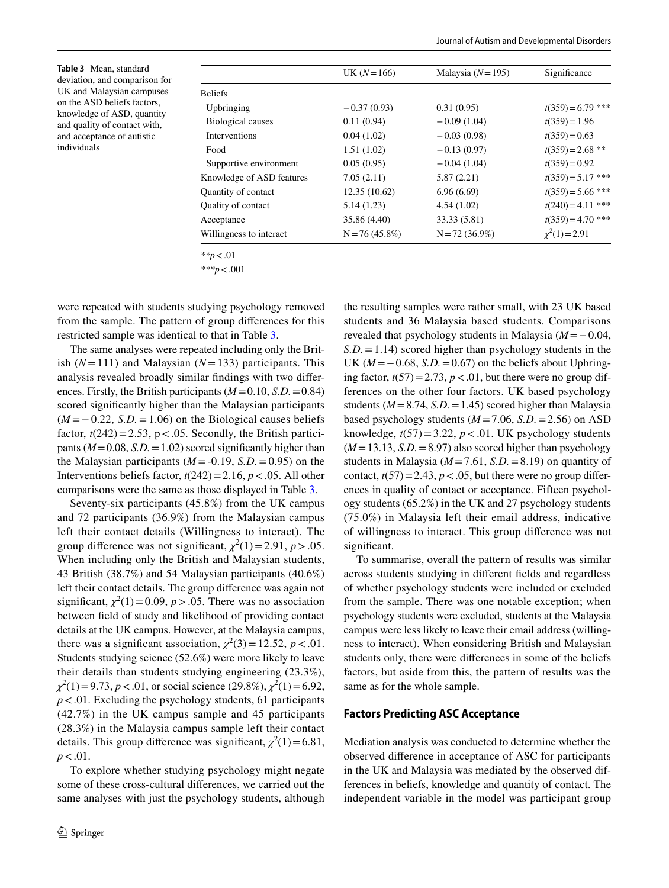**Table 3** Mean, standard deviation, and comparison for UK and Malaysian campuses on the ASD beliefs factors, knowledge of ASD, quantity and quality of contact with, and acceptance of autistic individuals

| | UK ($N=166$) | Malaysia ($N=195$) | Significance |
|---|---|---|---|
| Beliefs | | | |
| Upbringing | −0.37 (0.93) | 0.31 (0.95) | $t(359)=6.79$ *** |
| Biological causes | 0.11 (0.94) | −0.09 (1.04) | $t(359)=1.96$ |
| Interventions | 0.04 (1.02) | −0.03 (0.98) | $t(359)=0.63$ |
| Food | 1.51 (1.02) | −0.13 (0.97) | $t(359)=2.68$ ** |
| Supportive environment | 0.05 (0.95) | −0.04 (1.04) | $t(359)=0.92$ |
| Knowledge of ASD features | 7.05 (2.11) | 5.87 (2.21) | $t(359)=5.17$ *** |
| Quantity of contact | 12.35 (10.62) | 6.96 (6.69) | $t(359)=5.66$ *** |
| Quality of contact | 5.14 (1.23) | 4.54 (1.02) | $t(240)=4.11$ *** |
| Acceptance | 35.86 (4.40) | 33.33 (5.81) | $t(359)=4.70$ *** |
| Willingness to interact | N = 76 (45.8%) | N = 72 (36.9%) | $\chi^2(1)=2.91$ |

**$p<.01$

***$p<.001$

were repeated with students studying psychology removed from the sample. The pattern of group differences for this restricted sample was identical to that in Table 3.

The same analyses were repeated including only the British ($N=111$) and Malaysian ($N=133$) participants. This analysis revealed broadly similar findings with two differences. Firstly, the British participants ($M=0.10$, $S.D.=0.84$) scored significantly higher than the Malaysian participants ($M=-0.22$, $S.D.=1.06$) on the Biological causes beliefs factor, $t(242)=2.53$, $p<.05$. Secondly, the British participants ($M=0.08$, $S.D.=1.02$) scored significantly higher than the Malaysian participants ($M=-0.19$, $S.D.=0.95$) on the Interventions beliefs factor, $t(242)=2.16$, $p<.05$. All other comparisons were the same as those displayed in Table 3.

Seventy-six participants (45.8%) from the UK campus and 72 participants (36.9%) from the Malaysian campus left their contact details (Willingness to interact). The group difference was not significant, $\chi^2(1)=2.91$, $p>.05$. When including only the British and Malaysian students, 43 British (38.7%) and 54 Malaysian participants (40.6%) left their contact details. The group difference was again not significant, $\chi^2(1)=0.09$, $p>.05$. There was no association between field of study and likelihood of providing contact details at the UK campus. However, at the Malaysia campus, there was a significant association, $\chi^2(3)=12.52$, $p<.01$. Students studying science (52.6%) were more likely to leave their details than students studying engineering (23.3%), $\chi^2(1)=9.73$, $p<.01$, or social science (29.8%), $\chi^2(1)=6.92$, $p<.01$. Excluding the psychology students, 61 participants (42.7%) in the UK campus sample and 45 participants (28.3%) in the Malaysia campus sample left their contact details. This group difference was significant, $\chi^2(1)=6.81$, $p<.01$.

To explore whether studying psychology might negate some of these cross-cultural differences, we carried out the same analyses with just the psychology students, although the resulting samples were rather small, with 23 UK based students and 36 Malaysia based students. Comparisons revealed that psychology students in Malaysia ($M=-0.04$, $S.D.=1.14$) scored higher than psychology students in the UK ($M=-0.68$, $S.D.=0.67$) on the beliefs about Upbringing factor, $t(57)=2.73$, $p<.01$, but there were no group differences on the other four factors. UK based psychology students ($M=8.74$, $S.D.=1.45$) scored higher than Malaysia based psychology students ($M=7.06$, $S.D.=2.56$) on ASD knowledge, $t(57)=3.22$, $p<.01$. UK psychology students ($M=13.13$, $S.D.=8.97$) also scored higher than psychology students in Malaysia ($M=7.61$, $S.D.=8.19$) on quantity of contact, $t(57)=2.43$, $p<.05$, but there were no group differences in quality of contact or acceptance. Fifteen psychology students (65.2%) in the UK and 27 psychology students (75.0%) in Malaysia left their email address, indicative of willingness to interact. This group difference was not significant.

To summarise, overall the pattern of results was similar across students studying in different fields and regardless of whether psychology students were included or excluded from the sample. There was one notable exception; when psychology students were excluded, students at the Malaysia campus were less likely to leave their email address (willingness to interact). When considering British and Malaysian students only, there were differences in some of the beliefs factors, but aside from this, the pattern of results was the same as for the whole sample.

## Factors Predicting ASC Acceptance

Mediation analysis was conducted to determine whether the observed difference in acceptance of ASC for participants in the UK and Malaysia was mediated by the observed differences in beliefs, knowledge and quantity of contact. The independent variable in the model was participant group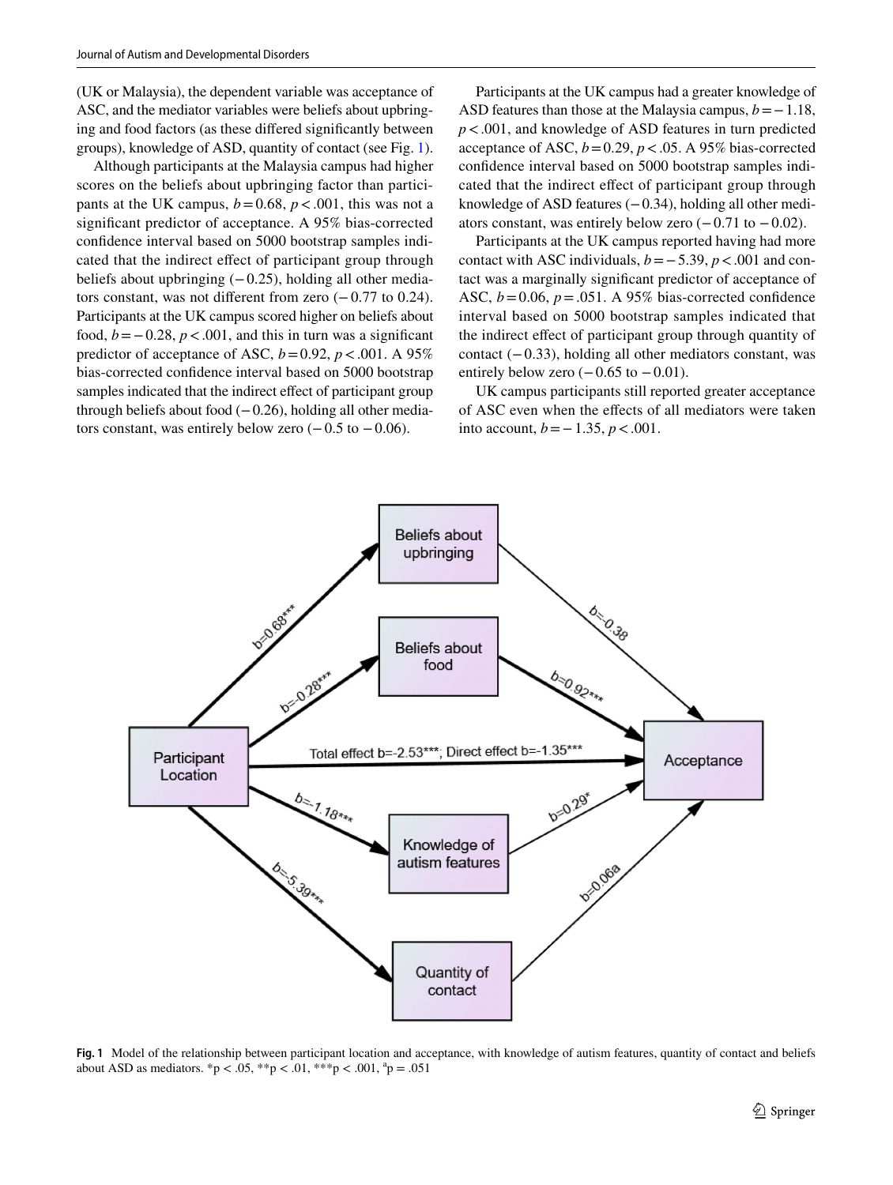(UK or Malaysia), the dependent variable was acceptance of ASC, and the mediator variables were beliefs about upbringing and food factors (as these differed significantly between groups), knowledge of ASD, quantity of contact (see Fig. 1).

Although participants at the Malaysia campus had higher scores on the beliefs about upbringing factor than participants at the UK campus, $b = 0.68$, $p < .001$, this was not a significant predictor of acceptance. A 95% bias-corrected confidence interval based on 5000 bootstrap samples indicated that the indirect effect of participant group through beliefs about upbringing (−0.25), holding all other mediators constant, was not different from zero (−0.77 to 0.24). Participants at the UK campus scored higher on beliefs about food, $b = -0.28$, $p < .001$, and this in turn was a significant predictor of acceptance of ASC, $b = 0.92$, $p < .001$. A 95% bias-corrected confidence interval based on 5000 bootstrap samples indicated that the indirect effect of participant group through beliefs about food (−0.26), holding all other mediators constant, was entirely below zero (−0.5 to −0.06).

Participants at the UK campus had a greater knowledge of ASD features than those at the Malaysia campus, $b = -1.18$, $p < .001$, and knowledge of ASD features in turn predicted acceptance of ASC, $b = 0.29$, $p < .05$. A 95% bias-corrected confidence interval based on 5000 bootstrap samples indicated that the indirect effect of participant group through knowledge of ASD features (−0.34), holding all other mediators constant, was entirely below zero (−0.71 to −0.02).

Participants at the UK campus reported having had more contact with ASC individuals, $b = -5.39$, $p < .001$ and contact was a marginally significant predictor of acceptance of ASC, $b = 0.06$, $p = .051$. A 95% bias-corrected confidence interval based on 5000 bootstrap samples indicated that the indirect effect of participant group through quantity of contact (−0.33), holding all other mediators constant, was entirely below zero (−0.65 to −0.01).

UK campus participants still reported greater acceptance of ASC even when the effects of all mediators were taken into account, $b = -1.35$, $p < .001$.

**Fig. 1** Model of the relationship between participant location and acceptance, with knowledge of autism features, quantity of contact and beliefs about ASD as mediators. \*p < .05, \*\*p < .01, \*\*\*p < .001, [a]p = .051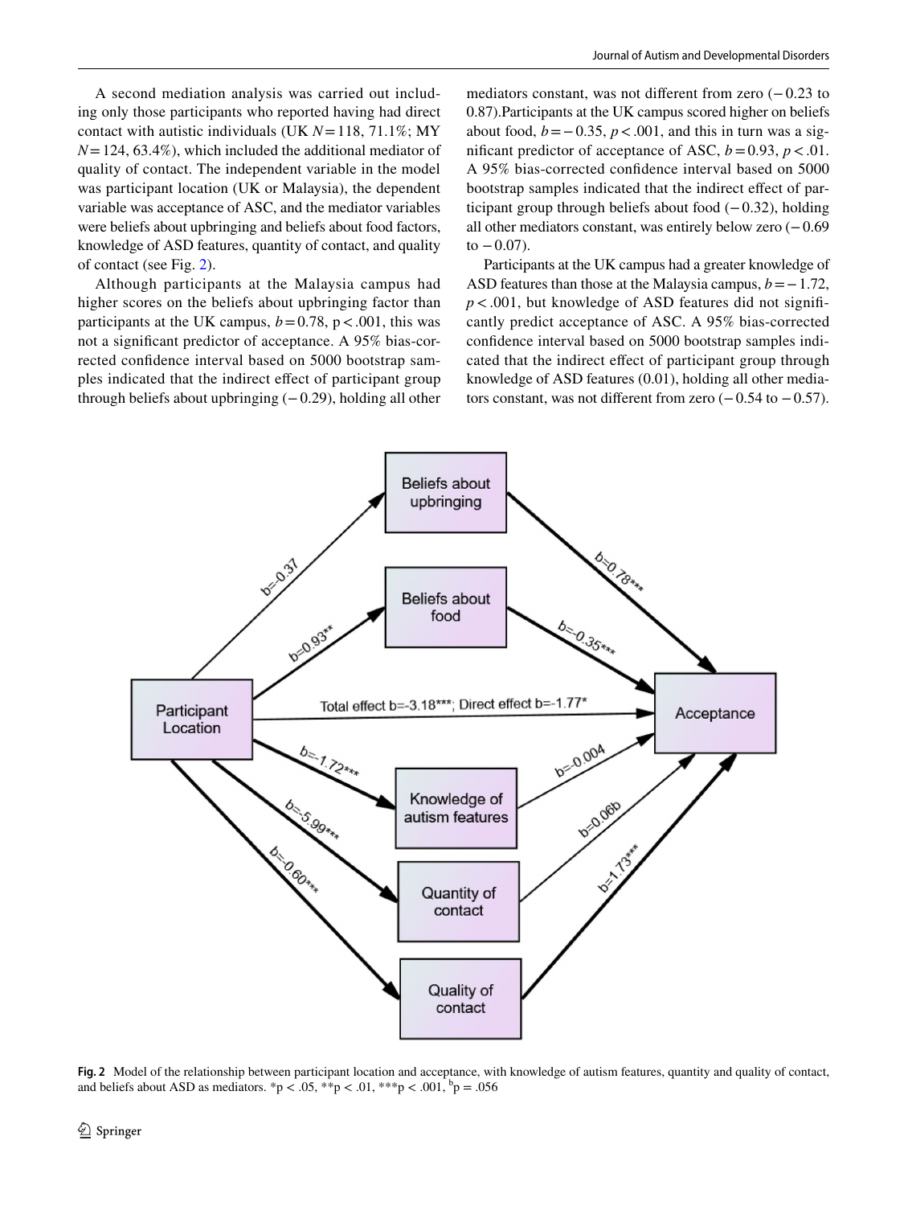A second mediation analysis was carried out including only those participants who reported having had direct contact with autistic individuals (UK $N = 118$, 71.1%; MY $N = 124$, 63.4%), which included the additional mediator of quality of contact. The independent variable in the model was participant location (UK or Malaysia), the dependent variable was acceptance of ASC, and the mediator variables were beliefs about upbringing and beliefs about food factors, knowledge of ASD features, quantity of contact, and quality of contact (see Fig. 2).

Although participants at the Malaysia campus had higher scores on the beliefs about upbringing factor than participants at the UK campus, $b = 0.78$, $p < .001$, this was not a significant predictor of acceptance. A 95% bias-corrected confidence interval based on 5000 bootstrap samples indicated that the indirect effect of participant group through beliefs about upbringing (−0.29), holding all other mediators constant, was not different from zero (−0.23 to 0.87). Participants at the UK campus scored higher on beliefs about food, $b = -0.35$, $p < .001$, and this in turn was a significant predictor of acceptance of ASC, $b = 0.93$, $p < .01$. A 95% bias-corrected confidence interval based on 5000 bootstrap samples indicated that the indirect effect of participant group through beliefs about food (−0.32), holding all other mediators constant, was entirely below zero (−0.69 to −0.07).

Participants at the UK campus had a greater knowledge of ASD features than those at the Malaysia campus, $b = -1.72$, $p < .001$, but knowledge of ASD features did not significantly predict acceptance of ASC. A 95% bias-corrected confidence interval based on 5000 bootstrap samples indicated that the indirect effect of participant group through knowledge of ASD features (0.01), holding all other mediators constant, was not different from zero (−0.54 to −0.57).

**Fig. 2** Model of the relationship between participant location and acceptance, with knowledge of autism features, quantity and quality of contact, and beliefs about ASD as mediators. $^{*}p < .05$, $^{**}p < .01$, $^{***}p < .001$, $^{b}p = .056$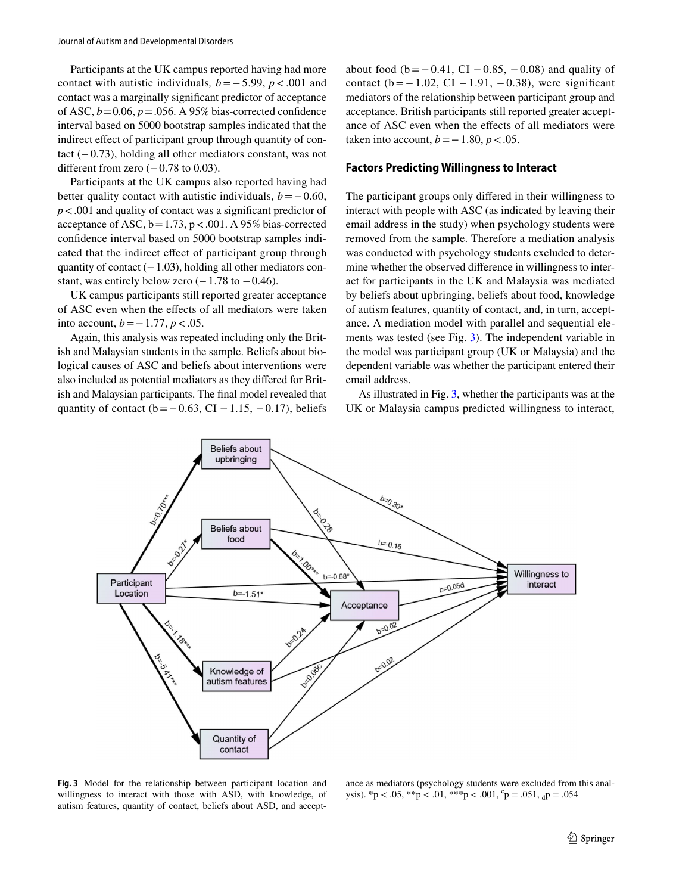Participants at the UK campus reported having had more contact with autistic individuals, $b = -5.99$, $p < .001$ and contact was a marginally significant predictor of acceptance of ASC, $b = 0.06$, $p = .056$. A 95% bias-corrected confidence interval based on 5000 bootstrap samples indicated that the indirect effect of participant group through quantity of contact (−0.73), holding all other mediators constant, was not different from zero (−0.78 to 0.03).

Participants at the UK campus also reported having had better quality contact with autistic individuals, $b = -0.60$, $p < .001$ and quality of contact was a significant predictor of acceptance of ASC, $b = 1.73$, $p < .001$. A 95% bias-corrected confidence interval based on 5000 bootstrap samples indicated that the indirect effect of participant group through quantity of contact (−1.03), holding all other mediators constant, was entirely below zero (−1.78 to −0.46).

UK campus participants still reported greater acceptance of ASC even when the effects of all mediators were taken into account, $b = -1.77$, $p < .05$.

Again, this analysis was repeated including only the British and Malaysian students in the sample. Beliefs about biological causes of ASC and beliefs about interventions were also included as potential mediators as they differed for British and Malaysian participants. The final model revealed that quantity of contact ($b = -0.63$, CI −1.15, −0.17), beliefs about food ($b = -0.41$, CI −0.85, −0.08) and quality of contact ($b = -1.02$, CI −1.91, −0.38), were significant mediators of the relationship between participant group and acceptance. British participants still reported greater acceptance of ASC even when the effects of all mediators were taken into account, $b = -1.80$, $p < .05$.

### Factors Predicting Willingness to Interact

The participant groups only differed in their willingness to interact with people with ASC (as indicated by leaving their email address in the study) when psychology students were removed from the sample. Therefore a mediation analysis was conducted with psychology students excluded to determine whether the observed difference in willingness to interact for participants in the UK and Malaysia was mediated by beliefs about upbringing, beliefs about food, knowledge of autism features, quantity of contact, and, in turn, acceptance. A mediation model with parallel and sequential elements was tested (see Fig. 3). The independent variable in the model was participant group (UK or Malaysia) and the dependent variable was whether the participant entered their email address.

As illustrated in Fig. 3, whether the participants was at the UK or Malaysia campus predicted willingness to interact,

**Fig. 3** Model for the relationship between participant location and willingness to interact with those with ASD, with knowledge, of autism features, quantity of contact, beliefs about ASD, and acceptance as mediators (psychology students were excluded from this analysis). *p < .05, **p < .01, ***p < .001, [c]p = .051, [d]p = .054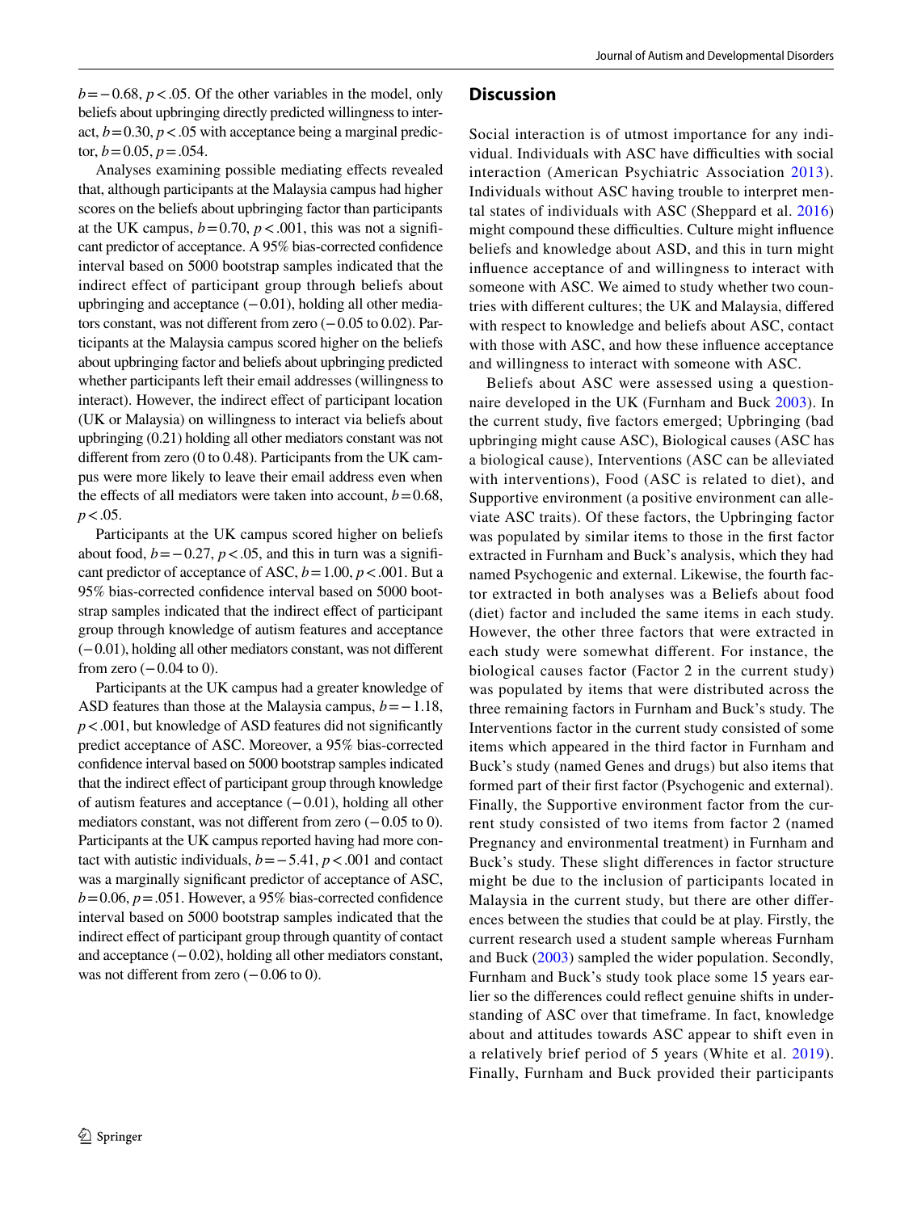$b = -0.68$, $p < .05$. Of the other variables in the model, only beliefs about upbringing directly predicted willingness to interact, $b = 0.30$, $p < .05$ with acceptance being a marginal predictor, $b = 0.05$, $p = .054$.

Analyses examining possible mediating effects revealed that, although participants at the Malaysia campus had higher scores on the beliefs about upbringing factor than participants at the UK campus, $b = 0.70$, $p < .001$, this was not a significant predictor of acceptance. A 95% bias-corrected confidence interval based on 5000 bootstrap samples indicated that the indirect effect of participant group through beliefs about upbringing and acceptance ($-0.01$), holding all other mediators constant, was not different from zero ($-0.05$ to $0.02$). Participants at the Malaysia campus scored higher on the beliefs about upbringing factor and beliefs about upbringing predicted whether participants left their email addresses (willingness to interact). However, the indirect effect of participant location (UK or Malaysia) on willingness to interact via beliefs about upbringing (0.21) holding all other mediators constant was not different from zero (0 to 0.48). Participants from the UK campus were more likely to leave their email address even when the effects of all mediators were taken into account, $b = 0.68$, $p < .05$.

Participants at the UK campus scored higher on beliefs about food, $b = -0.27$, $p < .05$, and this in turn was a significant predictor of acceptance of ASC, $b = 1.00$, $p < .001$. But a 95% bias-corrected confidence interval based on 5000 bootstrap samples indicated that the indirect effect of participant group through knowledge of autism features and acceptance ($-0.01$), holding all other mediators constant, was not different from zero ($-0.04$ to 0).

Participants at the UK campus had a greater knowledge of ASD features than those at the Malaysia campus, $b = -1.18$, $p < .001$, but knowledge of ASD features did not significantly predict acceptance of ASC. Moreover, a 95% bias-corrected confidence interval based on 5000 bootstrap samples indicated that the indirect effect of participant group through knowledge of autism features and acceptance ($-0.01$), holding all other mediators constant, was not different from zero ($-0.05$ to 0). Participants at the UK campus reported having had more contact with autistic individuals, $b = -5.41$, $p < .001$ and contact was a marginally significant predictor of acceptance of ASC, $b = 0.06$, $p = .051$. However, a 95% bias-corrected confidence interval based on 5000 bootstrap samples indicated that the indirect effect of participant group through quantity of contact and acceptance ($-0.02$), holding all other mediators constant, was not different from zero ($-0.06$ to 0).

## Discussion

Social interaction is of utmost importance for any individual. Individuals with ASC have difficulties with social interaction (American Psychiatric Association 2013). Individuals without ASC having trouble to interpret mental states of individuals with ASC (Sheppard et al. 2016) might compound these difficulties. Culture might influence beliefs and knowledge about ASD, and this in turn might influence acceptance of and willingness to interact with someone with ASC. We aimed to study whether two countries with different cultures; the UK and Malaysia, differed with respect to knowledge and beliefs about ASC, contact with those with ASC, and how these influence acceptance and willingness to interact with someone with ASC.

Beliefs about ASC were assessed using a questionnaire developed in the UK (Furnham and Buck 2003). In the current study, five factors emerged; Upbringing (bad upbringing might cause ASC), Biological causes (ASC has a biological cause), Interventions (ASC can be alleviated with interventions), Food (ASC is related to diet), and Supportive environment (a positive environment can alleviate ASC traits). Of these factors, the Upbringing factor was populated by similar items to those in the first factor extracted in Furnham and Buck's analysis, which they had named Psychogenic and external. Likewise, the fourth factor extracted in both analyses was a Beliefs about food (diet) factor and included the same items in each study. However, the other three factors that were extracted in each study were somewhat different. For instance, the biological causes factor (Factor 2 in the current study) was populated by items that were distributed across the three remaining factors in Furnham and Buck's study. The Interventions factor in the current study consisted of some items which appeared in the third factor in Furnham and Buck's study (named Genes and drugs) but also items that formed part of their first factor (Psychogenic and external). Finally, the Supportive environment factor from the current study consisted of two items from factor 2 (named Pregnancy and environmental treatment) in Furnham and Buck's study. These slight differences in factor structure might be due to the inclusion of participants located in Malaysia in the current study, but there are other differences between the studies that could be at play. Firstly, the current research used a student sample whereas Furnham and Buck (2003) sampled the wider population. Secondly, Furnham and Buck's study took place some 15 years earlier so the differences could reflect genuine shifts in understanding of ASC over that timeframe. In fact, knowledge about and attitudes towards ASC appear to shift even in a relatively brief period of 5 years (White et al. 2019). Finally, Furnham and Buck provided their participants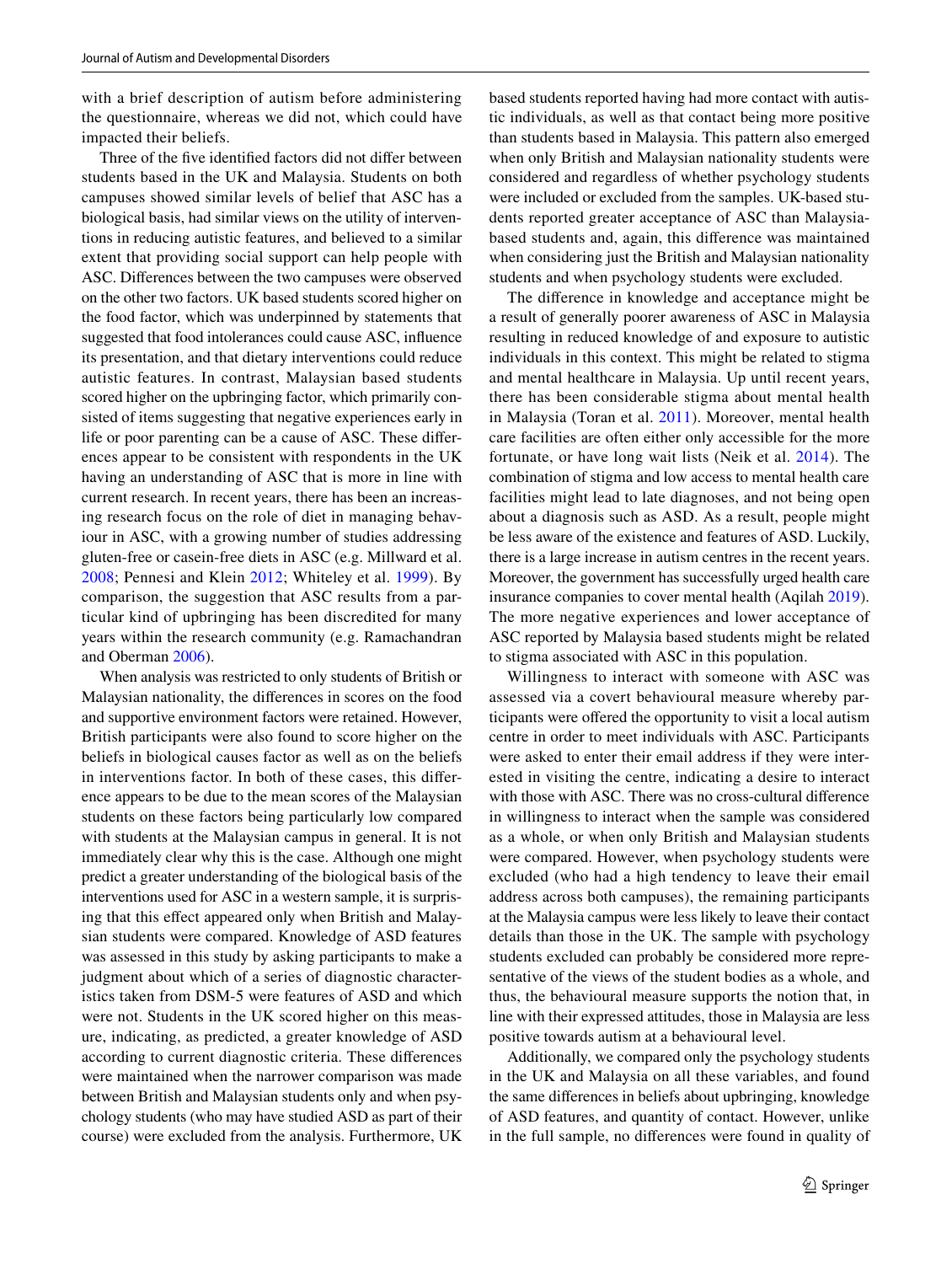with a brief description of autism before administering the questionnaire, whereas we did not, which could have impacted their beliefs.

Three of the five identified factors did not differ between students based in the UK and Malaysia. Students on both campuses showed similar levels of belief that ASC has a biological basis, had similar views on the utility of interventions in reducing autistic features, and believed to a similar extent that providing social support can help people with ASC. Differences between the two campuses were observed on the other two factors. UK based students scored higher on the food factor, which was underpinned by statements that suggested that food intolerances could cause ASC, influence its presentation, and that dietary interventions could reduce autistic features. In contrast, Malaysian based students scored higher on the upbringing factor, which primarily consisted of items suggesting that negative experiences early in life or poor parenting can be a cause of ASC. These differences appear to be consistent with respondents in the UK having an understanding of ASC that is more in line with current research. In recent years, there has been an increasing research focus on the role of diet in managing behaviour in ASC, with a growing number of studies addressing gluten-free or casein-free diets in ASC (e.g. Millward et al. 2008; Pennesi and Klein 2012; Whiteley et al. 1999). By comparison, the suggestion that ASC results from a particular kind of upbringing has been discredited for many years within the research community (e.g. Ramachandran and Oberman 2006).

When analysis was restricted to only students of British or Malaysian nationality, the differences in scores on the food and supportive environment factors were retained. However, British participants were also found to score higher on the beliefs in biological causes factor as well as on the beliefs in interventions factor. In both of these cases, this difference appears to be due to the mean scores of the Malaysian students on these factors being particularly low compared with students at the Malaysian campus in general. It is not immediately clear why this is the case. Although one might predict a greater understanding of the biological basis of the interventions used for ASC in a western sample, it is surprising that this effect appeared only when British and Malaysian students were compared. Knowledge of ASD features was assessed in this study by asking participants to make a judgment about which of a series of diagnostic characteristics taken from DSM-5 were features of ASD and which were not. Students in the UK scored higher on this measure, indicating, as predicted, a greater knowledge of ASD according to current diagnostic criteria. These differences were maintained when the narrower comparison was made between British and Malaysian students only and when psychology students (who may have studied ASD as part of their course) were excluded from the analysis. Furthermore, UK based students reported having had more contact with autistic individuals, as well as that contact being more positive than students based in Malaysia. This pattern also emerged when only British and Malaysian nationality students were considered and regardless of whether psychology students were included or excluded from the samples. UK-based students reported greater acceptance of ASC than Malaysia-based students and, again, this difference was maintained when considering just the British and Malaysian nationality students and when psychology students were excluded.

The difference in knowledge and acceptance might be a result of generally poorer awareness of ASC in Malaysia resulting in reduced knowledge of and exposure to autistic individuals in this context. This might be related to stigma and mental healthcare in Malaysia. Up until recent years, there has been considerable stigma about mental health in Malaysia (Toran et al. 2011). Moreover, mental health care facilities are often either only accessible for the more fortunate, or have long wait lists (Neik et al. 2014). The combination of stigma and low access to mental health care facilities might lead to late diagnoses, and not being open about a diagnosis such as ASD. As a result, people might be less aware of the existence and features of ASD. Luckily, there is a large increase in autism centres in the recent years. Moreover, the government has successfully urged health care insurance companies to cover mental health (Aqilah 2019). The more negative experiences and lower acceptance of ASC reported by Malaysia based students might be related to stigma associated with ASC in this population.

Willingness to interact with someone with ASC was assessed via a covert behavioural measure whereby participants were offered the opportunity to visit a local autism centre in order to meet individuals with ASC. Participants were asked to enter their email address if they were interested in visiting the centre, indicating a desire to interact with those with ASC. There was no cross-cultural difference in willingness to interact when the sample was considered as a whole, or when only British and Malaysian students were compared. However, when psychology students were excluded (who had a high tendency to leave their email address across both campuses), the remaining participants at the Malaysia campus were less likely to leave their contact details than those in the UK. The sample with psychology students excluded can probably be considered more representative of the views of the student bodies as a whole, and thus, the behavioural measure supports the notion that, in line with their expressed attitudes, those in Malaysia are less positive towards autism at a behavioural level.

Additionally, we compared only the psychology students in the UK and Malaysia on all these variables, and found the same differences in beliefs about upbringing, knowledge of ASD features, and quantity of contact. However, unlike in the full sample, no differences were found in quality of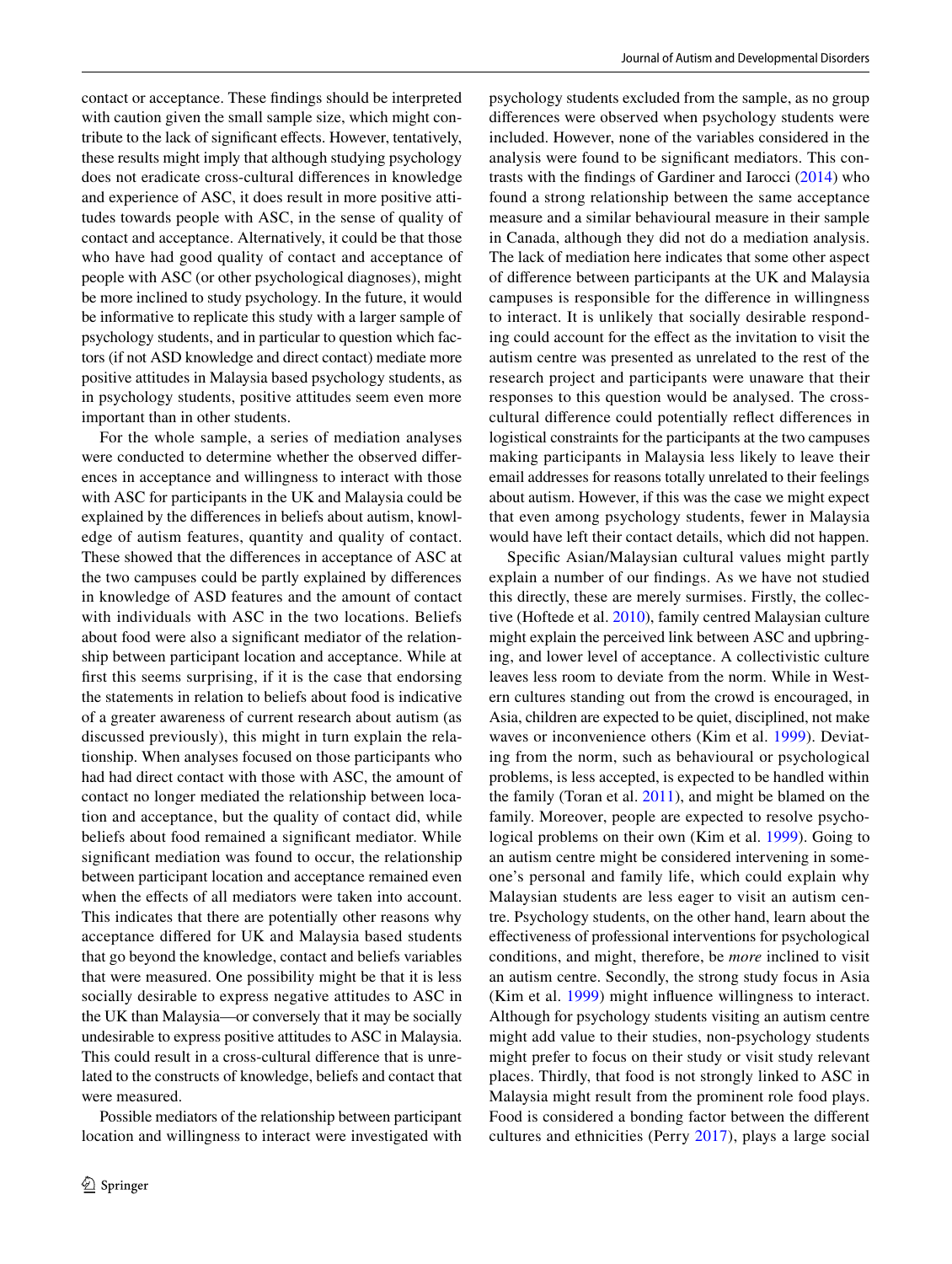contact or acceptance. These findings should be interpreted with caution given the small sample size, which might contribute to the lack of significant effects. However, tentatively, these results might imply that although studying psychology does not eradicate cross-cultural differences in knowledge and experience of ASC, it does result in more positive attitudes towards people with ASC, in the sense of quality of contact and acceptance. Alternatively, it could be that those who have had good quality of contact and acceptance of people with ASC (or other psychological diagnoses), might be more inclined to study psychology. In the future, it would be informative to replicate this study with a larger sample of psychology students, and in particular to question which factors (if not ASD knowledge and direct contact) mediate more positive attitudes in Malaysia based psychology students, as in psychology students, positive attitudes seem even more important than in other students.

For the whole sample, a series of mediation analyses were conducted to determine whether the observed differences in acceptance and willingness to interact with those with ASC for participants in the UK and Malaysia could be explained by the differences in beliefs about autism, knowledge of autism features, quantity and quality of contact. These showed that the differences in acceptance of ASC at the two campuses could be partly explained by differences in knowledge of ASD features and the amount of contact with individuals with ASC in the two locations. Beliefs about food were also a significant mediator of the relationship between participant location and acceptance. While at first this seems surprising, if it is the case that endorsing the statements in relation to beliefs about food is indicative of a greater awareness of current research about autism (as discussed previously), this might in turn explain the relationship. When analyses focused on those participants who had had direct contact with those with ASC, the amount of contact no longer mediated the relationship between location and acceptance, but the quality of contact did, while beliefs about food remained a significant mediator. While significant mediation was found to occur, the relationship between participant location and acceptance remained even when the effects of all mediators were taken into account. This indicates that there are potentially other reasons why acceptance differed for UK and Malaysia based students that go beyond the knowledge, contact and beliefs variables that were measured. One possibility might be that it is less socially desirable to express negative attitudes to ASC in the UK than Malaysia—or conversely that it may be socially undesirable to express positive attitudes to ASC in Malaysia. This could result in a cross-cultural difference that is unrelated to the constructs of knowledge, beliefs and contact that were measured.

Possible mediators of the relationship between participant location and willingness to interact were investigated with psychology students excluded from the sample, as no group differences were observed when psychology students were included. However, none of the variables considered in the analysis were found to be significant mediators. This contrasts with the findings of Gardiner and Iarocci (2014) who found a strong relationship between the same acceptance measure and a similar behavioural measure in their sample in Canada, although they did not do a mediation analysis. The lack of mediation here indicates that some other aspect of difference between participants at the UK and Malaysia campuses is responsible for the difference in willingness to interact. It is unlikely that socially desirable responding could account for the effect as the invitation to visit the autism centre was presented as unrelated to the rest of the research project and participants were unaware that their responses to this question would be analysed. The cross-cultural difference could potentially reflect differences in logistical constraints for the participants at the two campuses making participants in Malaysia less likely to leave their email addresses for reasons totally unrelated to their feelings about autism. However, if this was the case we might expect that even among psychology students, fewer in Malaysia would have left their contact details, which did not happen.

Specific Asian/Malaysian cultural values might partly explain a number of our findings. As we have not studied this directly, these are merely surmises. Firstly, the collective (Hoftede et al. 2010), family centred Malaysian culture might explain the perceived link between ASC and upbringing, and lower level of acceptance. A collectivistic culture leaves less room to deviate from the norm. While in Western cultures standing out from the crowd is encouraged, in Asia, children are expected to be quiet, disciplined, not make waves or inconvenience others (Kim et al. 1999). Deviating from the norm, such as behavioural or psychological problems, is less accepted, is expected to be handled within the family (Toran et al. 2011), and might be blamed on the family. Moreover, people are expected to resolve psychological problems on their own (Kim et al. 1999). Going to an autism centre might be considered intervening in someone's personal and family life, which could explain why Malaysian students are less eager to visit an autism centre. Psychology students, on the other hand, learn about the effectiveness of professional interventions for psychological conditions, and might, therefore, be *more* inclined to visit an autism centre. Secondly, the strong study focus in Asia (Kim et al. 1999) might influence willingness to interact. Although for psychology students visiting an autism centre might add value to their studies, non-psychology students might prefer to focus on their study or visit study relevant places. Thirdly, that food is not strongly linked to ASC in Malaysia might result from the prominent role food plays. Food is considered a bonding factor between the different cultures and ethnicities (Perry 2017), plays a large social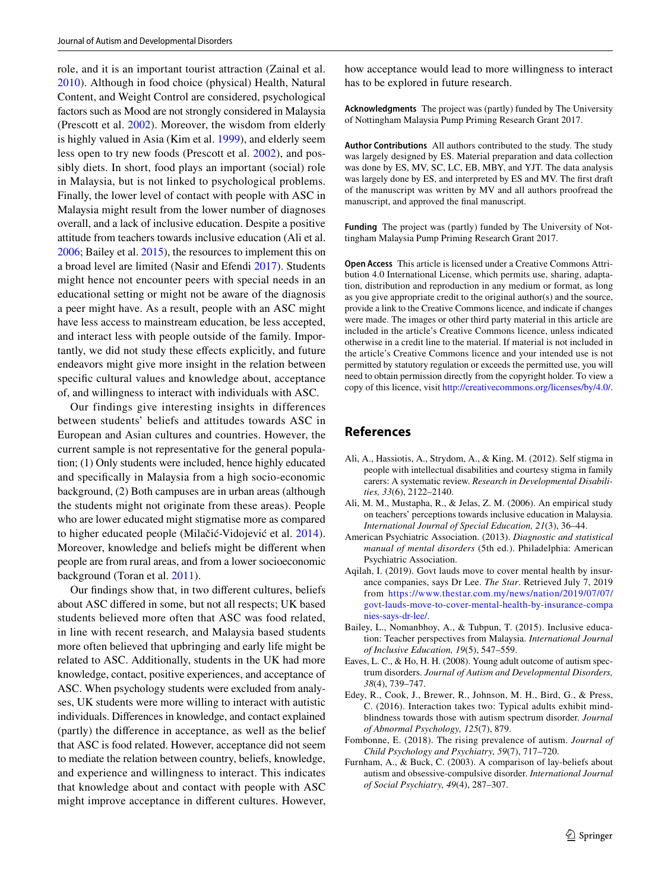role, and it is an important tourist attraction (Zainal et al. 2010). Although in food choice (physical) Health, Natural Content, and Weight Control are considered, psychological factors such as Mood are not strongly considered in Malaysia (Prescott et al. 2002). Moreover, the wisdom from elderly is highly valued in Asia (Kim et al. 1999), and elderly seem less open to try new foods (Prescott et al. 2002), and possibly diets. In short, food plays an important (social) role in Malaysia, but is not linked to psychological problems. Finally, the lower level of contact with people with ASC in Malaysia might result from the lower number of diagnoses overall, and a lack of inclusive education. Despite a positive attitude from teachers towards inclusive education (Ali et al. 2006; Bailey et al. 2015), the resources to implement this on a broad level are limited (Nasir and Efendi 2017). Students might hence not encounter peers with special needs in an educational setting or might not be aware of the diagnosis a peer might have. As a result, people with an ASC might have less access to mainstream education, be less accepted, and interact less with people outside of the family. Importantly, we did not study these effects explicitly, and future endeavors might give more insight in the relation between specific cultural values and knowledge about, acceptance of, and willingness to interact with individuals with ASC.

Our findings give interesting insights in differences between students' beliefs and attitudes towards ASC in European and Asian cultures and countries. However, the current sample is not representative for the general population; (1) Only students were included, hence highly educated and specifically in Malaysia from a high socio-economic background, (2) Both campuses are in urban areas (although the students might not originate from these areas). People who are lower educated might stigmatise more as compared to higher educated people (Milačić-Vidojević et al. 2014). Moreover, knowledge and beliefs might be different when people are from rural areas, and from a lower socioeconomic background (Toran et al. 2011).

Our findings show that, in two different cultures, beliefs about ASC differed in some, but not all respects; UK based students believed more often that ASC was food related, in line with recent research, and Malaysia based students more often believed that upbringing and early life might be related to ASC. Additionally, students in the UK had more knowledge, contact, positive experiences, and acceptance of ASC. When psychology students were excluded from analyses, UK students were more willing to interact with autistic individuals. Differences in knowledge, and contact explained (partly) the difference in acceptance, as well as the belief that ASC is food related. However, acceptance did not seem to mediate the relation between country, beliefs, knowledge, and experience and willingness to interact. This indicates that knowledge about and contact with people with ASC might improve acceptance in different cultures. However, how acceptance would lead to more willingness to interact has to be explored in future research.

**Acknowledgments** The project was (partly) funded by The University of Nottingham Malaysia Pump Priming Research Grant 2017.

**Author Contributions** All authors contributed to the study. The study was largely designed by ES. Material preparation and data collection was done by ES, MV, SC, LC, EB, MBY, and YJT. The data analysis was largely done by ES, and interpreted by ES and MV. The first draft of the manuscript was written by MV and all authors proofread the manuscript, and approved the final manuscript.

**Funding** The project was (partly) funded by The University of Nottingham Malaysia Pump Priming Research Grant 2017.

**Open Access** This article is licensed under a Creative Commons Attribution 4.0 International License, which permits use, sharing, adaptation, distribution and reproduction in any medium or format, as long as you give appropriate credit to the original author(s) and the source, provide a link to the Creative Commons licence, and indicate if changes were made. The images or other third party material in this article are included in the article's Creative Commons licence, unless indicated otherwise in a credit line to the material. If material is not included in the article's Creative Commons licence and your intended use is not permitted by statutory regulation or exceeds the permitted use, you will need to obtain permission directly from the copyright holder. To view a copy of this licence, visit http://creativecommons.org/licenses/by/4.0/.

## References

Ali, A., Hassiotis, A., Strydom, A., & King, M. (2012). Self stigma in people with intellectual disabilities and courtesy stigma in family carers: A systematic review. *Research in Developmental Disabilities, 33*(6), 2122–2140.

Ali, M. M., Mustapha, R., & Jelas, Z. M. (2006). An empirical study on teachers' perceptions towards inclusive education in Malaysia. *International Journal of Special Education, 21*(3), 36–44.

American Psychiatric Association. (2013). *Diagnostic and statistical manual of mental disorders* (5th ed.). Philadelphia: American Psychiatric Association.

Aqilah, I. (2019). Govt lauds move to cover mental health by insurance companies, says Dr Lee. *The Star*. Retrieved July 7, 2019 from https://www.thestar.com.my/news/nation/2019/07/07/govt-lauds-move-to-cover-mental-health-by-insurance-companies-says-dr-lee/.

Bailey, L., Nomanbhoy, A., & Tubpun, T. (2015). Inclusive education: Teacher perspectives from Malaysia. *International Journal of Inclusive Education, 19*(5), 547–559.

Eaves, L. C., & Ho, H. H. (2008). Young adult outcome of autism spectrum disorders. *Journal of Autism and Developmental Disorders, 38*(4), 739–747.

Edey, R., Cook, J., Brewer, R., Johnson, M. H., Bird, G., & Press, C. (2016). Interaction takes two: Typical adults exhibit mind-blindness towards those with autism spectrum disorder. *Journal of Abnormal Psychology, 125*(7), 879.

Fombonne, E. (2018). The rising prevalence of autism. *Journal of Child Psychology and Psychiatry, 59*(7), 717–720.

Furnham, A., & Buck, C. (2003). A comparison of lay-beliefs about autism and obsessive-compulsive disorder. *International Journal of Social Psychiatry, 49*(4), 287–307.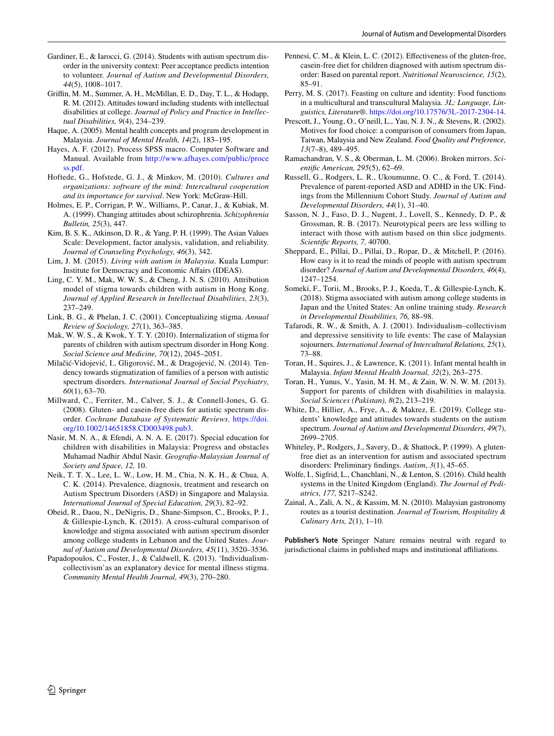Gardiner, E., & Iarocci, G. (2014). Students with autism spectrum disorder in the university context: Peer acceptance predicts intention to volunteer. *Journal of Autism and Developmental Disorders, 44*(5), 1008–1017.

Griffin, M. M., Summer, A. H., McMillan, E. D., Day, T. L., & Hodapp, R. M. (2012). Attitudes toward including students with intellectual disabilities at college. *Journal of Policy and Practice in Intellectual Disabilities, 9*(4), 234–239.

Haque, A. (2005). Mental health concepts and program development in Malaysia. *Journal of Mental Health, 14*(2), 183–195.

Hayes, A. F. (2012). Process SPSS macro. Computer Software and Manual. Available from http://www.afhayes.com/public/process.pdf.

Hoftede, G., Hofstede, G. J., & Minkov, M. (2010). *Cultures and organizations: software of the mind: Intercultural cooperation and its importance for survival*. New York: McGraw-Hill.

Holmes, E. P., Corrigan, P. W., Williams, P., Canar, J., & Kubiak, M. A. (1999). Changing attitudes about schizophrenia. *Schizophrenia Bulletin, 25*(3), 447.

Kim, B. S. K., Atkinson, D. R., & Yang, P. H. (1999). The Asian Values Scale: Development, factor analysis, validation, and reliability. *Journal of Counseling Psychology, 46*(3), 342.

Lim, J. M. (2015). *Living with autism in Malaysia*. Kuala Lumpur: Institute for Democracy and Economic Affairs (IDEAS).

Ling, C. Y. M., Mak, W. W. S., & Cheng, J. N. S. (2010). Attribution model of stigma towards children with autism in Hong Kong. *Journal of Applied Research in Intellectual Disabilities, 23*(3), 237–249.

Link, B. G., & Phelan, J. C. (2001). Conceptualizing stigma. *Annual Review of Sociology, 27*(1), 363–385.

Mak, W. W. S., & Kwok, Y. T. Y. (2010). Internalization of stigma for parents of children with autism spectrum disorder in Hong Kong. *Social Science and Medicine, 70*(12), 2045–2051.

Milačić-Vidojević, I., Gligorović, M., & Dragojević, N. (2014). Tendency towards stigmatization of families of a person with autistic spectrum disorders. *International Journal of Social Psychiatry, 60*(1), 63–70.

Millward, C., Ferriter, M., Calver, S. J., & Connell-Jones, G. G. (2008). Gluten- and casein-free diets for autistic spectrum disorder. *Cochrane Database of Systematic Reviews*. https://doi.org/10.1002/14651858.CD003498.pub3.

Nasir, M. N. A., & Efendi, A. N. A. E. (2017). Special education for children with disabilities in Malaysia: Progress and obstacles Muhamad Nadhir Abdul Nasir. *Geografia-Malaysian Journal of Society and Space, 12,* 10.

Neik, T. T. X., Lee, L. W., Low, H. M., Chia, N. K. H., & Chua, A. C. K. (2014). Prevalence, diagnosis, treatment and research on Autism Spectrum Disorders (ASD) in Singapore and Malaysia. *International Journal of Special Education, 29*(3), 82–92.

Obeid, R., Daou, N., DeNigris, D., Shane-Simpson, C., Brooks, P. J., & Gillespie-Lynch, K. (2015). A cross-cultural comparison of knowledge and stigma associated with autism spectrum disorder among college students in Lebanon and the United States. *Journal of Autism and Developmental Disorders, 45*(11), 3520–3536.

Papadopoulos, C., Foster, J., & Caldwell, K. (2013). 'Individualism-collectivism' as an explanatory device for mental illness stigma. *Community Mental Health Journal, 49*(3), 270–280.

Pennesi, C. M., & Klein, L. C. (2012). Effectiveness of the gluten-free, casein-free diet for children diagnosed with autism spectrum disorder: Based on parental report. *Nutritional Neuroscience, 15*(2), 85–91.

Perry, M. S. (2017). Feasting on culture and identity: Food functions in a multicultural and transcultural Malaysia. *3L: Language, Linguistics, Literature®*. https://doi.org/10.17576/3L-2017-2304-14.

Prescott, J., Young, O., O'neill, L., Yau, N. J. N., & Stevens, R. (2002). Motives for food choice: a comparison of consumers from Japan, Taiwan, Malaysia and New Zealand. *Food Quality and Preference, 13*(7–8), 489–495.

Ramachandran, V. S., & Oberman, L. M. (2006). Broken mirrors. *Scientific American, 295*(5), 62–69.

Russell, G., Rodgers, L. R., Ukoumunne, O. C., & Ford, T. (2014). Prevalence of parent-reported ASD and ADHD in the UK: Findings from the Millennium Cohort Study. *Journal of Autism and Developmental Disorders, 44*(1), 31–40.

Sasson, N. J., Faso, D. J., Nugent, J., Lovell, S., Kennedy, D. P., & Grossman, R. B. (2017). Neurotypical peers are less willing to interact with those with autism based on thin slice judgments. *Scientific Reports, 7,* 40700.

Sheppard, E., Pillai, D., Pillai, D., Ropar, D., & Mitchell, P. (2016). How easy is it to read the minds of people with autism spectrum disorder? *Journal of Autism and Developmental Disorders, 46*(4), 1247–1254.

Someki, F., Torii, M., Brooks, P. J., Koeda, T., & Gillespie-Lynch, K. (2018). Stigma associated with autism among college students in Japan and the United States: An online training study. *Research in Developmental Disabilities, 76,* 88–98.

Tafarodi, R. W., & Smith, A. J. (2001). Individualism–collectivism and depressive sensitivity to life events: The case of Malaysian sojourners. *International Journal of Intercultural Relations, 25*(1), 73–88.

Toran, H., Squires, J., & Lawrence, K. (2011). Infant mental health in Malaysia. *Infant Mental Health Journal, 32*(2), 263–275.

Toran, H., Yunus, V., Yasin, M. H. M., & Zain, W. N. W. M. (2013). Support for parents of children with disabilities in malaysia. *Social Sciences (Pakistan), 8*(2), 213–219.

White, D., Hillier, A., Frye, A., & Makrez, E. (2019). College students' knowledge and attitudes towards students on the autism spectrum. *Journal of Autism and Developmental Disorders, 49*(7), 2699–2705.

Whiteley, P., Rodgers, J., Savery, D., & Shattock, P. (1999). A gluten-free diet as an intervention for autism and associated spectrum disorders: Preliminary findings. *Autism*, *3*(1), 45–65.

Wolfe, I., Sigfrid, L., Chanchlani, N., & Lenton, S. (2016). Child health systems in the United Kingdom (England). *The Journal of Pediatrics, 177,* S217–S242.

Zainal, A., Zali, A. N., & Kassim, M. N. (2010). Malaysian gastronomy routes as a tourist destination. *Journal of Tourism, Hospitality & Culinary Arts, 2*(1), 1–10.

**Publisher's Note** Springer Nature remains neutral with regard to jurisdictional claims in published maps and institutional affiliations.